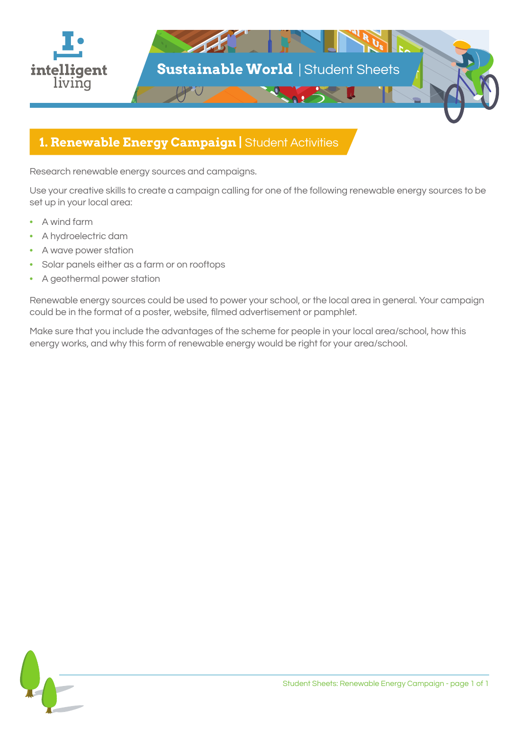# Sustainable World | Student Sheets

## 1. Renewable Energy Campaign | Student Activities

Research renewable energy sources and campaigns.

Use your creative skills to create a campaign calling for one of the following renewable energy sources to be set up in your local area:

- A wind farm
- A hydroelectric dam
- A wave power station
- Solar panels either as a farm or on rooftops
- A geothermal power station

Renewable energy sources could be used to power your school, or the local area in general. Your campaign could be in the format of a poster, website, filmed advertisement or pamphlet.

Make sure that you include the advantages of the scheme for people in your local area/school, how this energy works, and why this form of renewable energy would be right for your area/school.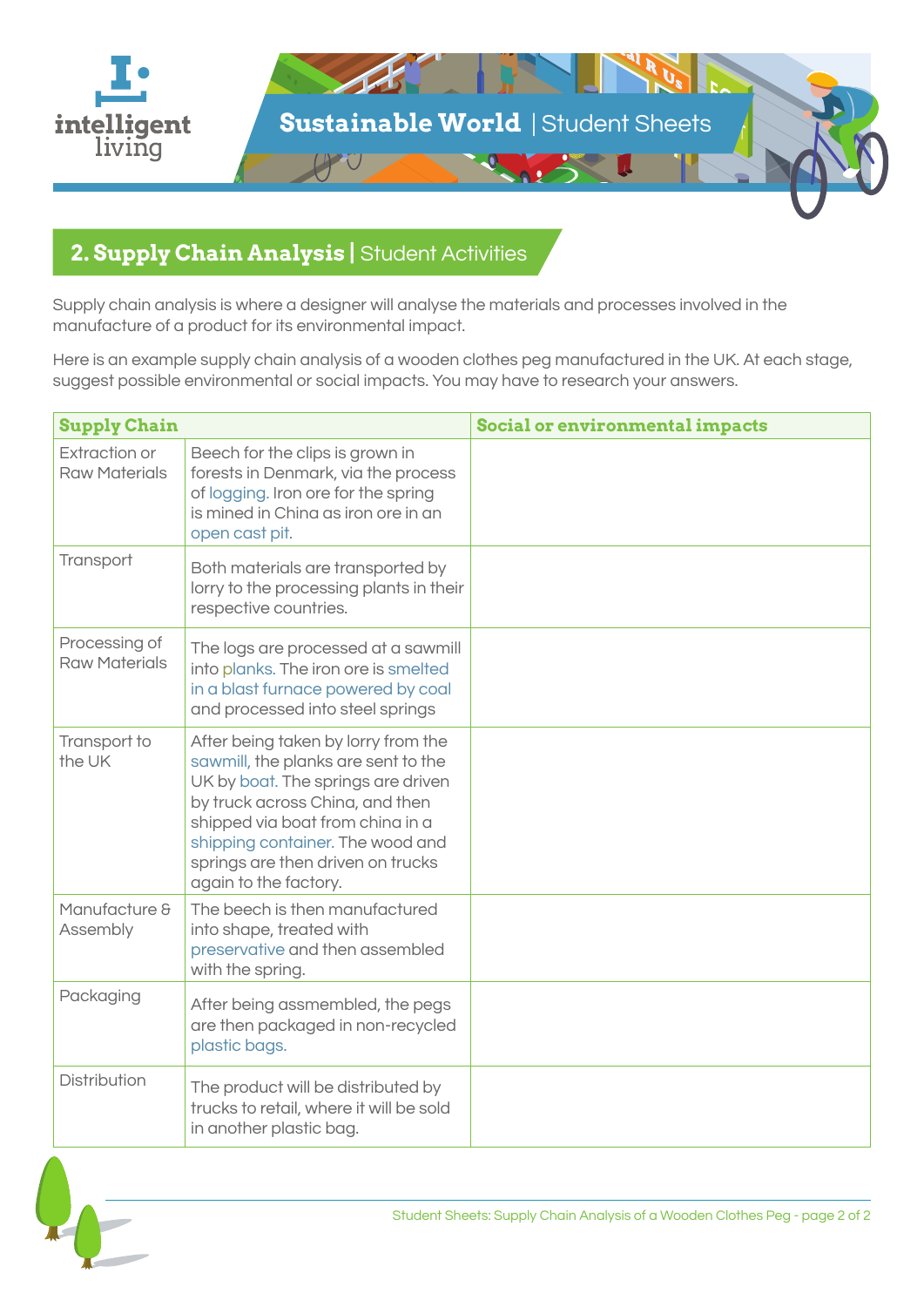## 2. Supply Chain Analysis | Student Activities

Supply chain analysis is where a designer will analyse the materials and processes involved in the manufacture of a product for its environmental impact.

Here is an example supply chain analysis of a wooden clothes peg manufactured in the UK. At each stage, suggest possible environmental or social impacts. You may have to research your answers.

| Supply Chain | | Social or environmental impacts |
|---|---|---|
| Extraction or Raw Materials | Beech for the clips is grown in forests in Denmark, via the process of logging. Iron ore for the spring is mined in China as iron ore in an open cast pit. | |
| Transport | Both materials are transported by lorry to the processing plants in their respective countries. | |
| Processing of Raw Materials | The logs are processed at a sawmill into planks. The iron ore is smelted in a blast furnace powered by coal and processed into steel springs | |
| Transport to the UK | After being taken by lorry from the sawmill, the planks are sent to the UK by boat. The springs are driven by truck across China, and then shipped via boat from china in a shipping container. The wood and springs are then driven on trucks again to the factory. | |
| Manufacture & Assembly | The beech is then manufactured into shape, treated with preservative and then assembled with the spring. | |
| Packaging | After being assmembled, the pegs are then packaged in non-recycled plastic bags. | |
| Distribution | The product will be distributed by trucks to retail, where it will be sold in another plastic bag. | |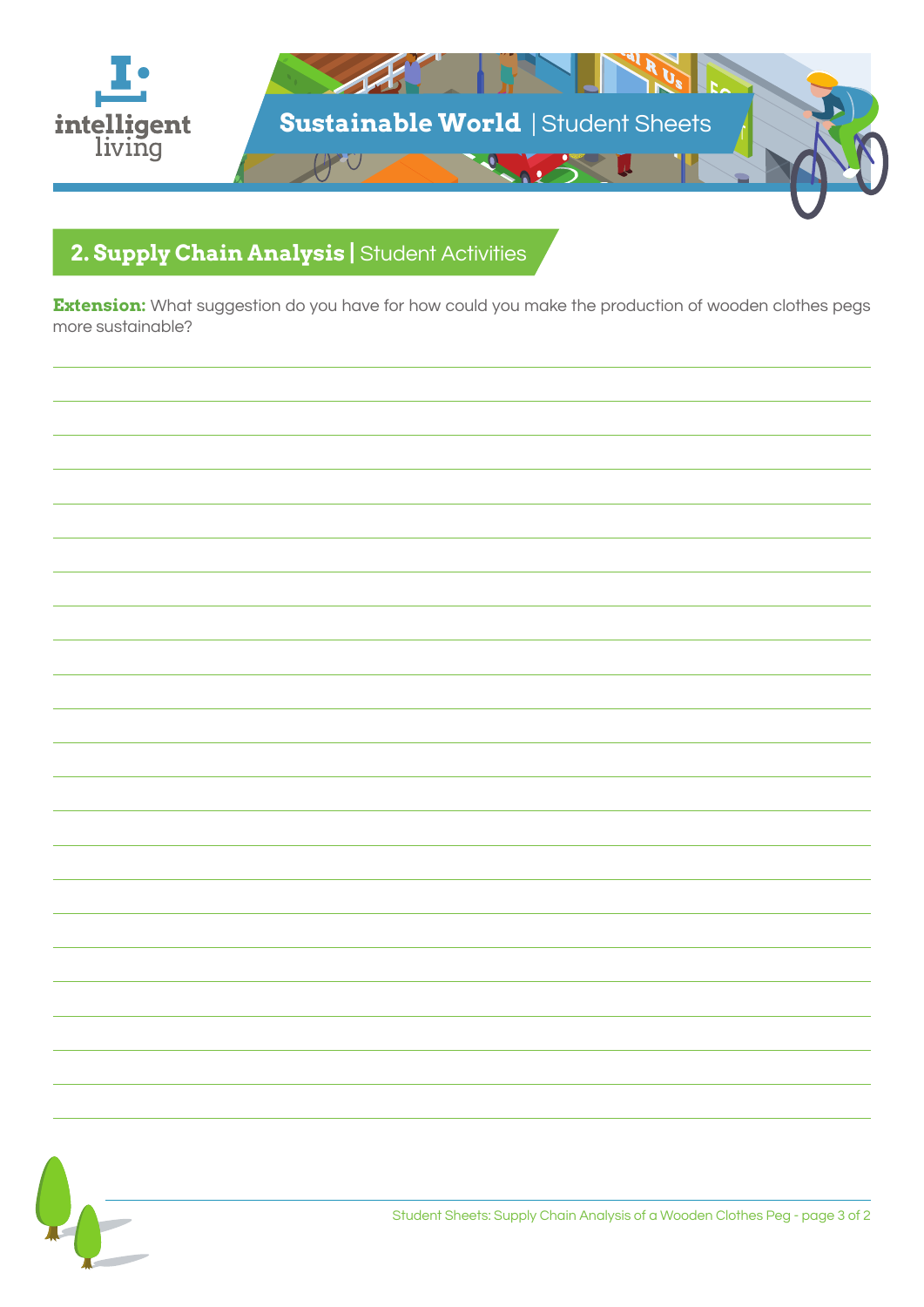## 2. Supply Chain Analysis | Student Activities

**Extension:** What suggestion do you have for how could you make the production of wooden clothes pegs more sustainable?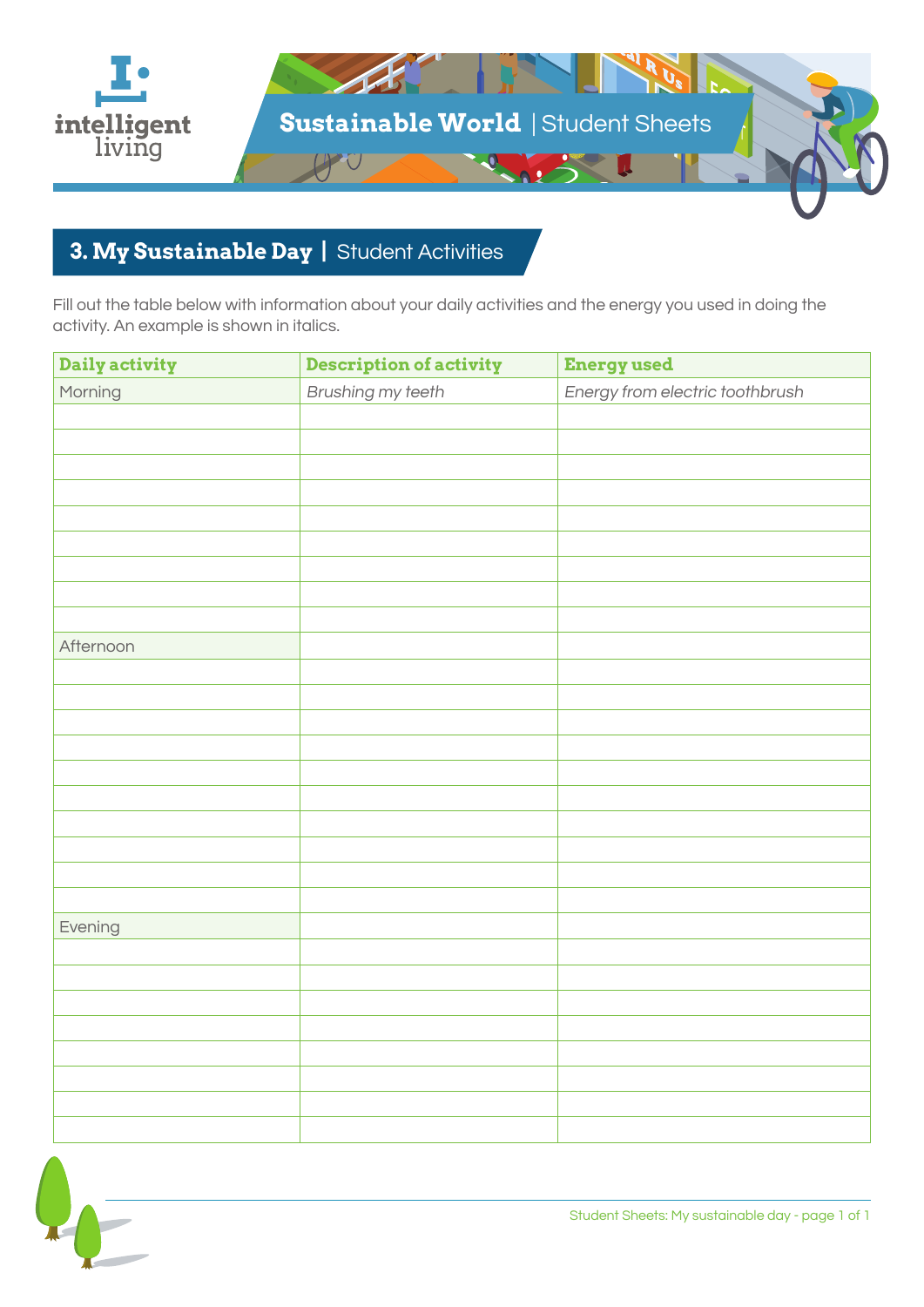# Sustainable World | Student Sheets

## 3. My Sustainable Day | Student Activities

Fill out the table below with information about your daily activities and the energy you used in doing the activity. An example is shown in italics.

| Daily activity | Description of activity | Energy used |
|---|---|---|
| Morning | *Brushing my teeth* | *Energy from electric toothbrush* |
| | | |
| | | |
| | | |
| | | |
| | | |
| | | |
| | | |
| | | |
| | | |
| Afternoon | | |
| | | |
| | | |
| | | |
| | | |
| | | |
| | | |
| | | |
| | | |
| | | |
| | | |
| Evening | | |
| | | |
| | | |
| | | |
| | | |
| | | |
| | | |
| | | |
| | | |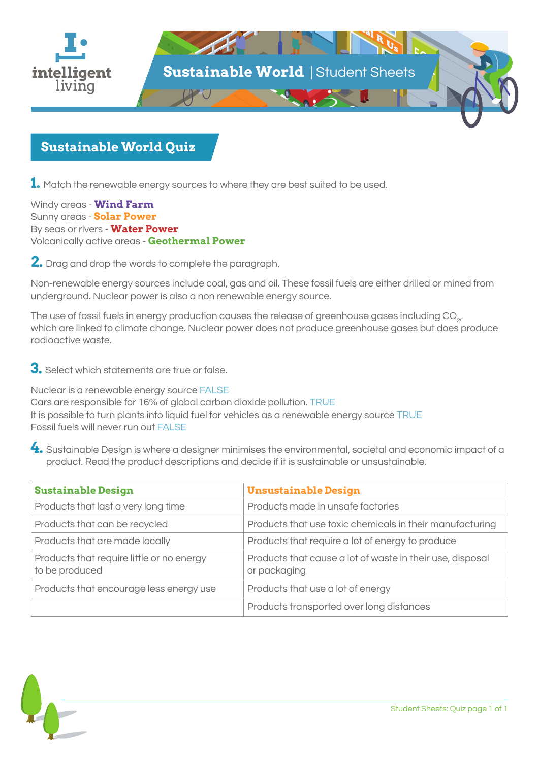# Sustainable World | Student Sheets

## Sustainable World Quiz

**1.** Match the renewable energy sources to where they are best suited to be used.

Windy areas - **Wind Farm**
Sunny areas - **Solar Power**
By seas or rivers - **Water Power**
Volcanically active areas - **Geothermal Power**

**2.** Drag and drop the words to complete the paragraph.

Non-renewable energy sources include coal, gas and oil. These fossil fuels are either drilled or mined from underground. Nuclear power is also a non renewable energy source.

The use of fossil fuels in energy production causes the release of greenhouse gases including $CO_2$, which are linked to climate change. Nuclear power does not produce greenhouse gases but does produce radioactive waste.

**3.** Select which statements are true or false.

Nuclear is a renewable energy source FALSE
Cars are responsible for 16% of global carbon dioxide pollution. TRUE
It is possible to turn plants into liquid fuel for vehicles as a renewable energy source TRUE
Fossil fuels will never run out FALSE

**4.** Sustainable Design is where a designer minimises the environmental, societal and economic impact of a product. Read the product descriptions and decide if it is sustainable or unsustainable.

| Sustainable Design | Unsustainable Design |
|---|---|
| Products that last a very long time | Products made in unsafe factories |
| Products that can be recycled | Products that use toxic chemicals in their manufacturing |
| Products that are made locally | Products that require a lot of energy to produce |
| Products that require little or no energy to be produced | Products that cause a lot of waste in their use, disposal or packaging |
| Products that encourage less energy use | Products that use a lot of energy |
| | Products transported over long distances |